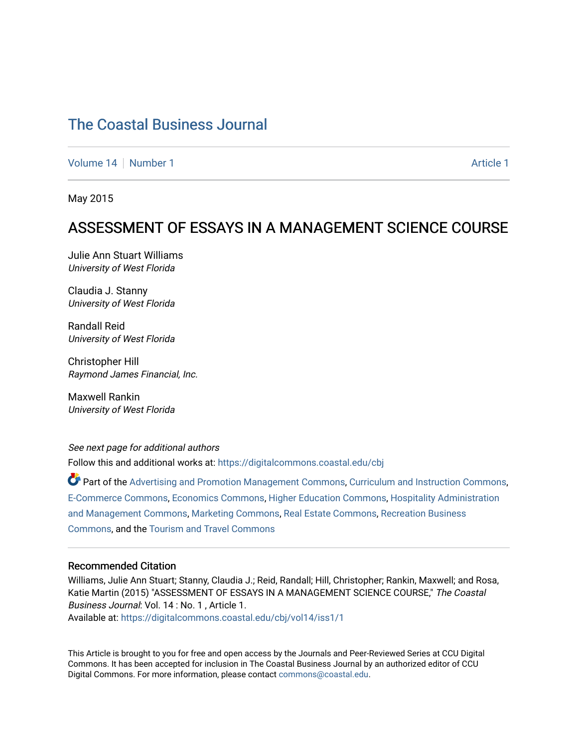# The Coastal Business Journal

Volume 14 | Number 1 | Article 1

May 2015

## ASSESSMENT OF ESSAYS IN A MANAGEMENT SCIENCE COURSE

Julie Ann Stuart Williams
*University of West Florida*

Claudia J. Stanny
*University of West Florida*

Randall Reid
*University of West Florida*

Christopher Hill
*Raymond James Financial, Inc.*

Maxwell Rankin
*University of West Florida*

*See next page for additional authors*

Follow this and additional works at: https://digitalcommons.coastal.edu/cbj

Part of the Advertising and Promotion Management Commons, Curriculum and Instruction Commons, E-Commerce Commons, Economics Commons, Higher Education Commons, Hospitality Administration and Management Commons, Marketing Commons, Real Estate Commons, Recreation Business Commons, and the Tourism and Travel Commons

### Recommended Citation

Williams, Julie Ann Stuart; Stanny, Claudia J.; Reid, Randall; Hill, Christopher; Rankin, Maxwell; and Rosa, Katie Martin (2015) "ASSESSMENT OF ESSAYS IN A MANAGEMENT SCIENCE COURSE," *The Coastal Business Journal*: Vol. 14 : No. 1 , Article 1.
Available at: https://digitalcommons.coastal.edu/cbj/vol14/iss1/1

This Article is brought to you for free and open access by the Journals and Peer-Reviewed Series at CCU Digital Commons. It has been accepted for inclusion in The Coastal Business Journal by an authorized editor of CCU Digital Commons. For more information, please contact commons@coastal.edu.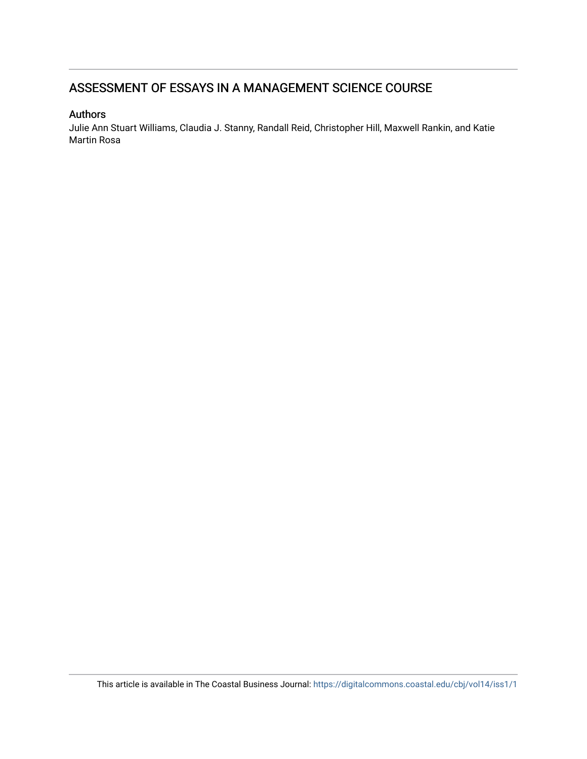# ASSESSMENT OF ESSAYS IN A MANAGEMENT SCIENCE COURSE

## Authors

Julie Ann Stuart Williams, Claudia J. Stanny, Randall Reid, Christopher Hill, Maxwell Rankin, and Katie Martin Rosa

This article is available in The Coastal Business Journal: https://digitalcommons.coastal.edu/cbj/vol14/iss1/1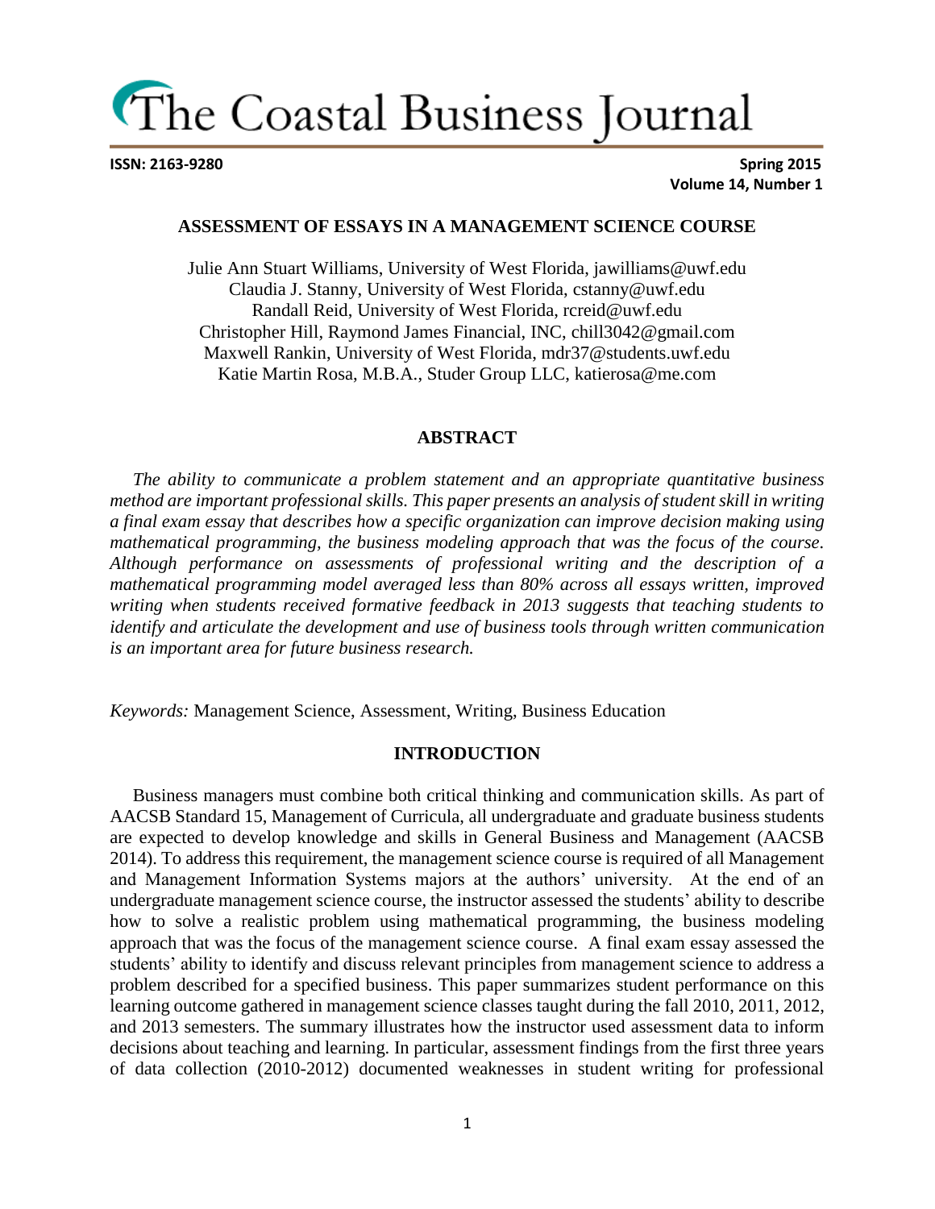# The Coastal Business Journal

**ISSN: 2163-9280** **Spring 2015**
**Volume 14, Number 1**

## ASSESSMENT OF ESSAYS IN A MANAGEMENT SCIENCE COURSE

Julie Ann Stuart Williams, University of West Florida, jawilliams@uwf.edu
Claudia J. Stanny, University of West Florida, cstanny@uwf.edu
Randall Reid, University of West Florida, rcreid@uwf.edu
Christopher Hill, Raymond James Financial, INC, chill3042@gmail.com
Maxwell Rankin, University of West Florida, mdr37@students.uwf.edu
Katie Martin Rosa, M.B.A., Studer Group LLC, katierosa@me.com

### ABSTRACT

*The ability to communicate a problem statement and an appropriate quantitative business method are important professional skills. This paper presents an analysis of student skill in writing a final exam essay that describes how a specific organization can improve decision making using mathematical programming, the business modeling approach that was the focus of the course. Although performance on assessments of professional writing and the description of a mathematical programming model averaged less than 80% across all essays written, improved writing when students received formative feedback in 2013 suggests that teaching students to identify and articulate the development and use of business tools through written communication is an important area for future business research.*

*Keywords:* Management Science, Assessment, Writing, Business Education

### INTRODUCTION

Business managers must combine both critical thinking and communication skills. As part of AACSB Standard 15, Management of Curricula, all undergraduate and graduate business students are expected to develop knowledge and skills in General Business and Management (AACSB 2014). To address this requirement, the management science course is required of all Management and Management Information Systems majors at the authors' university. At the end of an undergraduate management science course, the instructor assessed the students' ability to describe how to solve a realistic problem using mathematical programming, the business modeling approach that was the focus of the management science course. A final exam essay assessed the students' ability to identify and discuss relevant principles from management science to address a problem described for a specified business. This paper summarizes student performance on this learning outcome gathered in management science classes taught during the fall 2010, 2011, 2012, and 2013 semesters. The summary illustrates how the instructor used assessment data to inform decisions about teaching and learning. In particular, assessment findings from the first three years of data collection (2010-2012) documented weaknesses in student writing for professional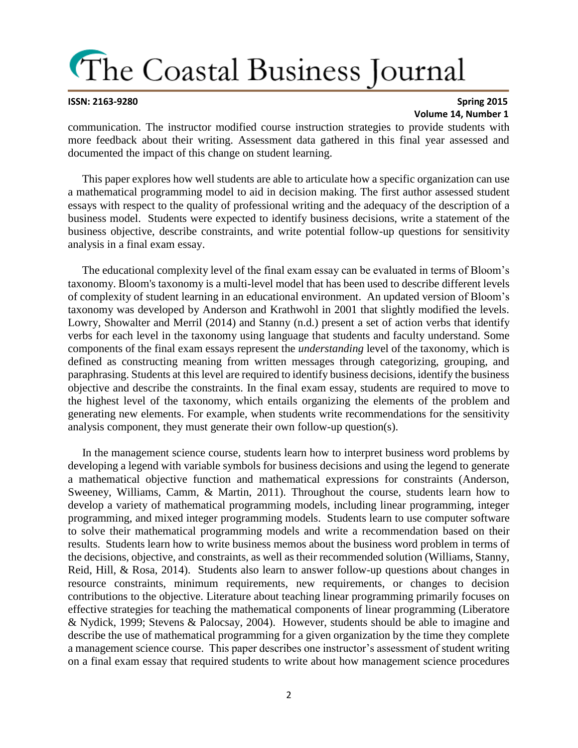communication. The instructor modified course instruction strategies to provide students with more feedback about their writing. Assessment data gathered in this final year assessed and documented the impact of this change on student learning.

This paper explores how well students are able to articulate how a specific organization can use a mathematical programming model to aid in decision making. The first author assessed student essays with respect to the quality of professional writing and the adequacy of the description of a business model. Students were expected to identify business decisions, write a statement of the business objective, describe constraints, and write potential follow-up questions for sensitivity analysis in a final exam essay.

The educational complexity level of the final exam essay can be evaluated in terms of Bloom's taxonomy. Bloom's taxonomy is a multi-level model that has been used to describe different levels of complexity of student learning in an educational environment. An updated version of Bloom's taxonomy was developed by Anderson and Krathwohl in 2001 that slightly modified the levels. Lowry, Showalter and Merril (2014) and Stanny (n.d.) present a set of action verbs that identify verbs for each level in the taxonomy using language that students and faculty understand. Some components of the final exam essays represent the *understanding* level of the taxonomy, which is defined as constructing meaning from written messages through categorizing, grouping, and paraphrasing. Students at this level are required to identify business decisions, identify the business objective and describe the constraints. In the final exam essay, students are required to move to the highest level of the taxonomy, which entails organizing the elements of the problem and generating new elements. For example, when students write recommendations for the sensitivity analysis component, they must generate their own follow-up question(s).

In the management science course, students learn how to interpret business word problems by developing a legend with variable symbols for business decisions and using the legend to generate a mathematical objective function and mathematical expressions for constraints (Anderson, Sweeney, Williams, Camm, & Martin, 2011). Throughout the course, students learn how to develop a variety of mathematical programming models, including linear programming, integer programming, and mixed integer programming models. Students learn to use computer software to solve their mathematical programming models and write a recommendation based on their results. Students learn how to write business memos about the business word problem in terms of the decisions, objective, and constraints, as well as their recommended solution (Williams, Stanny, Reid, Hill, & Rosa, 2014). Students also learn to answer follow-up questions about changes in resource constraints, minimum requirements, new requirements, or changes to decision contributions to the objective. Literature about teaching linear programming primarily focuses on effective strategies for teaching the mathematical components of linear programming (Liberatore & Nydick, 1999; Stevens & Palocsay, 2004). However, students should be able to imagine and describe the use of mathematical programming for a given organization by the time they complete a management science course. This paper describes one instructor's assessment of student writing on a final exam essay that required students to write about how management science procedures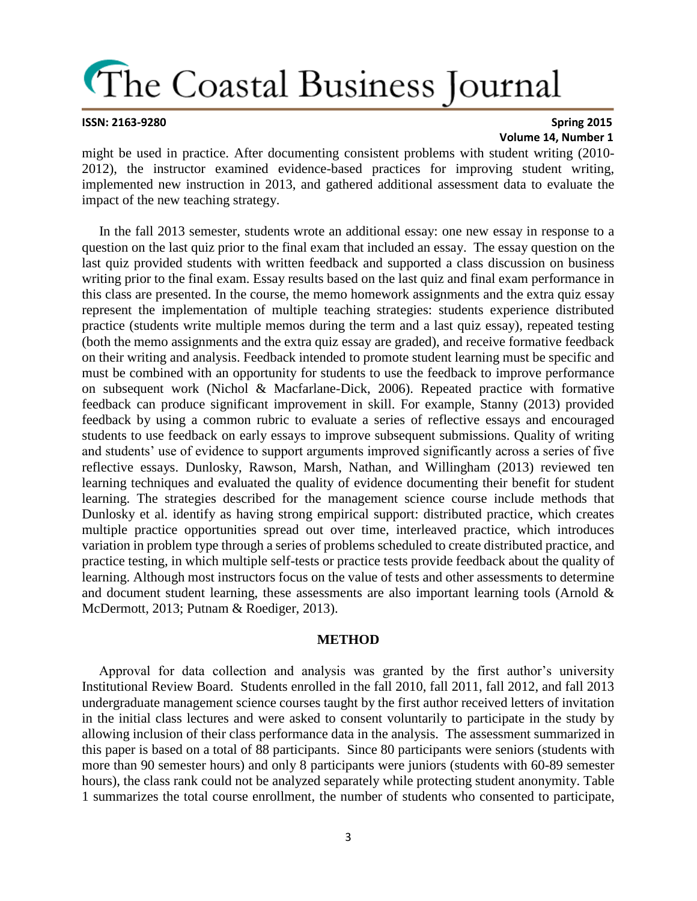might be used in practice. After documenting consistent problems with student writing (2010-2012), the instructor examined evidence-based practices for improving student writing, implemented new instruction in 2013, and gathered additional assessment data to evaluate the impact of the new teaching strategy.

In the fall 2013 semester, students wrote an additional essay: one new essay in response to a question on the last quiz prior to the final exam that included an essay. The essay question on the last quiz provided students with written feedback and supported a class discussion on business writing prior to the final exam. Essay results based on the last quiz and final exam performance in this class are presented. In the course, the memo homework assignments and the extra quiz essay represent the implementation of multiple teaching strategies: students experience distributed practice (students write multiple memos during the term and a last quiz essay), repeated testing (both the memo assignments and the extra quiz essay are graded), and receive formative feedback on their writing and analysis. Feedback intended to promote student learning must be specific and must be combined with an opportunity for students to use the feedback to improve performance on subsequent work (Nichol & Macfarlane-Dick, 2006). Repeated practice with formative feedback can produce significant improvement in skill. For example, Stanny (2013) provided feedback by using a common rubric to evaluate a series of reflective essays and encouraged students to use feedback on early essays to improve subsequent submissions. Quality of writing and students' use of evidence to support arguments improved significantly across a series of five reflective essays. Dunlosky, Rawson, Marsh, Nathan, and Willingham (2013) reviewed ten learning techniques and evaluated the quality of evidence documenting their benefit for student learning. The strategies described for the management science course include methods that Dunlosky et al. identify as having strong empirical support: distributed practice, which creates multiple practice opportunities spread out over time, interleaved practice, which introduces variation in problem type through a series of problems scheduled to create distributed practice, and practice testing, in which multiple self-tests or practice tests provide feedback about the quality of learning. Although most instructors focus on the value of tests and other assessments to determine and document student learning, these assessments are also important learning tools (Arnold & McDermott, 2013; Putnam & Roediger, 2013).

## METHOD

Approval for data collection and analysis was granted by the first author's university Institutional Review Board. Students enrolled in the fall 2010, fall 2011, fall 2012, and fall 2013 undergraduate management science courses taught by the first author received letters of invitation in the initial class lectures and were asked to consent voluntarily to participate in the study by allowing inclusion of their class performance data in the analysis. The assessment summarized in this paper is based on a total of 88 participants. Since 80 participants were seniors (students with more than 90 semester hours) and only 8 participants were juniors (students with 60-89 semester hours), the class rank could not be analyzed separately while protecting student anonymity. Table 1 summarizes the total course enrollment, the number of students who consented to participate,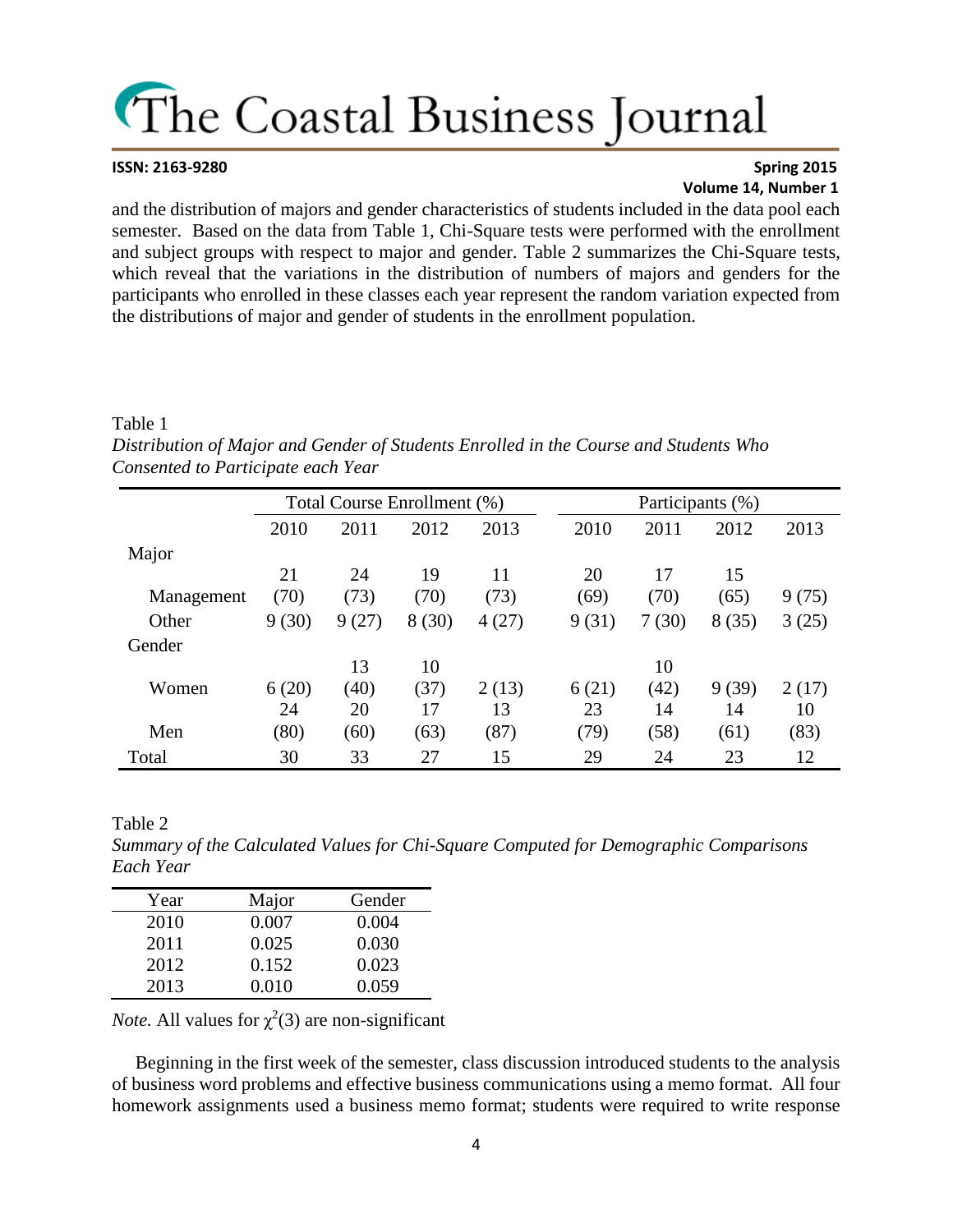and the distribution of majors and gender characteristics of students included in the data pool each semester. Based on the data from Table 1, Chi-Square tests were performed with the enrollment and subject groups with respect to major and gender. Table 2 summarizes the Chi-Square tests, which reveal that the variations in the distribution of numbers of majors and genders for the participants who enrolled in these classes each year represent the random variation expected from the distributions of major and gender of students in the enrollment population.

Table 1

*Distribution of Major and Gender of Students Enrolled in the Course and Students Who Consented to Participate each Year*

| | Total Course Enrollment (%) | | | | Participants (%) | | | |
|---|---|---|---|---|---|---|---|---|
| | 2010 | 2011 | 2012 | 2013 | 2010 | 2011 | 2012 | 2013 |
| Major | | | | | | | | |
| Management | 21 (70) | 24 (73) | 19 (70) | 11 (73) | 20 (69) | 17 (70) | 15 (65) | 9 (75) |
| Other | 9 (30) | 9 (27) | 8 (30) | 4 (27) | 9 (31) | 7 (30) | 8 (35) | 3 (25) |
| Gender | | | | | | | | |
| Women | 6 (20) | 13 (40) | 10 (37) | 2 (13) | 6 (21) | 10 (42) | 9 (39) | 2 (17) |
| Men | 24 (80) | 20 (60) | 17 (63) | 13 (87) | 23 (79) | 14 (58) | 14 (61) | 10 (83) |
| Total | 30 | 33 | 27 | 15 | 29 | 24 | 23 | 12 |

Table 2

*Summary of the Calculated Values for Chi-Square Computed for Demographic Comparisons Each Year*

| Year | Major | Gender |
|---|---|---|
| 2010 | 0.007 | 0.004 |
| 2011 | 0.025 | 0.030 |
| 2012 | 0.152 | 0.023 |
| 2013 | 0.010 | 0.059 |

*Note.* All values for $\chi^2(3)$ are non-significant

Beginning in the first week of the semester, class discussion introduced students to the analysis of business word problems and effective business communications using a memo format. All four homework assignments used a business memo format; students were required to write response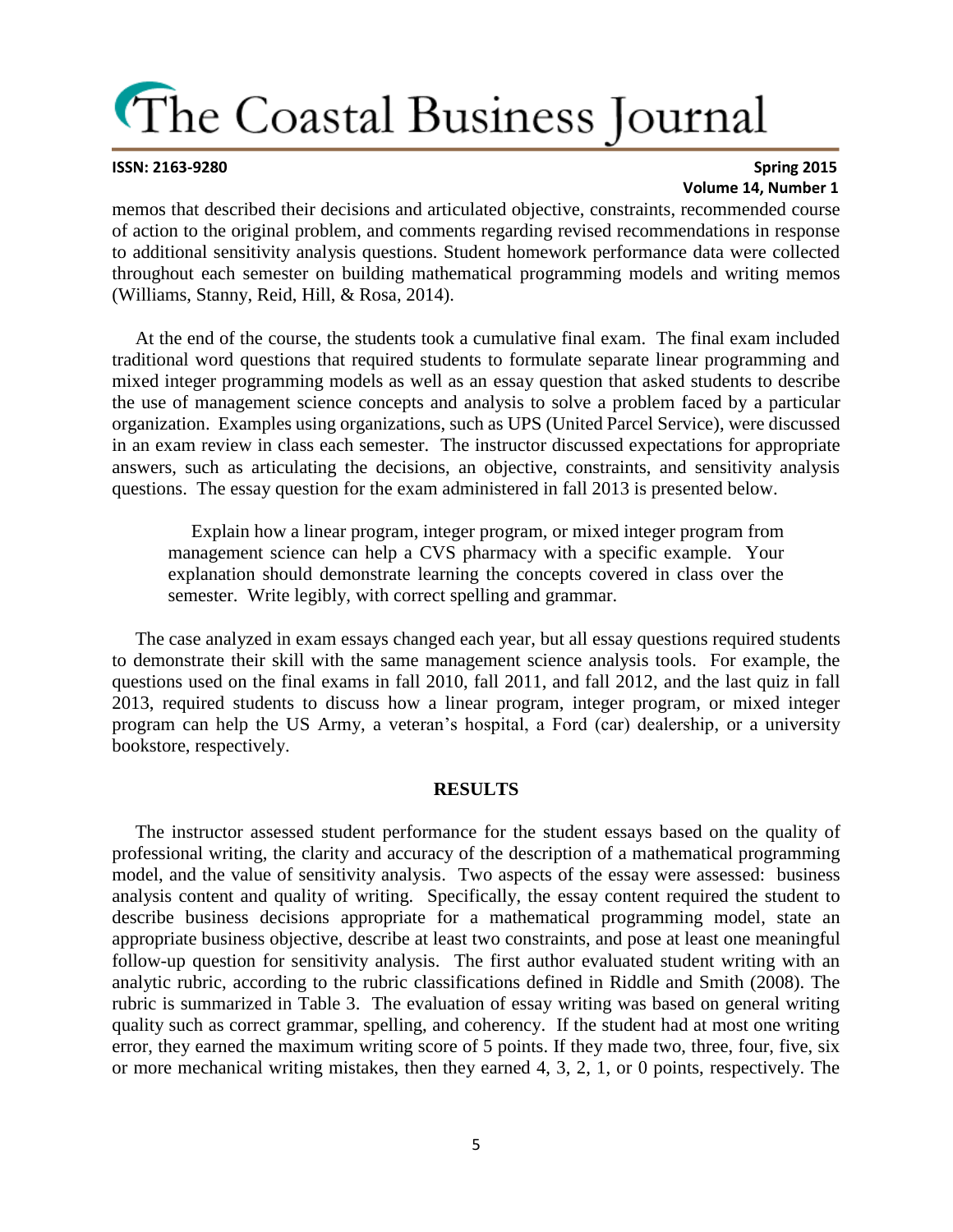memos that described their decisions and articulated objective, constraints, recommended course of action to the original problem, and comments regarding revised recommendations in response to additional sensitivity analysis questions. Student homework performance data were collected throughout each semester on building mathematical programming models and writing memos (Williams, Stanny, Reid, Hill, & Rosa, 2014).

At the end of the course, the students took a cumulative final exam. The final exam included traditional word questions that required students to formulate separate linear programming and mixed integer programming models as well as an essay question that asked students to describe the use of management science concepts and analysis to solve a problem faced by a particular organization. Examples using organizations, such as UPS (United Parcel Service), were discussed in an exam review in class each semester. The instructor discussed expectations for appropriate answers, such as articulating the decisions, an objective, constraints, and sensitivity analysis questions. The essay question for the exam administered in fall 2013 is presented below.

> Explain how a linear program, integer program, or mixed integer program from management science can help a CVS pharmacy with a specific example. Your explanation should demonstrate learning the concepts covered in class over the semester. Write legibly, with correct spelling and grammar.

The case analyzed in exam essays changed each year, but all essay questions required students to demonstrate their skill with the same management science analysis tools. For example, the questions used on the final exams in fall 2010, fall 2011, and fall 2012, and the last quiz in fall 2013, required students to discuss how a linear program, integer program, or mixed integer program can help the US Army, a veteran's hospital, a Ford (car) dealership, or a university bookstore, respectively.

## RESULTS

The instructor assessed student performance for the student essays based on the quality of professional writing, the clarity and accuracy of the description of a mathematical programming model, and the value of sensitivity analysis. Two aspects of the essay were assessed: business analysis content and quality of writing. Specifically, the essay content required the student to describe business decisions appropriate for a mathematical programming model, state an appropriate business objective, describe at least two constraints, and pose at least one meaningful follow-up question for sensitivity analysis. The first author evaluated student writing with an analytic rubric, according to the rubric classifications defined in Riddle and Smith (2008). The rubric is summarized in Table 3. The evaluation of essay writing was based on general writing quality such as correct grammar, spelling, and coherency. If the student had at most one writing error, they earned the maximum writing score of 5 points. If they made two, three, four, five, six or more mechanical writing mistakes, then they earned 4, 3, 2, 1, or 0 points, respectively. The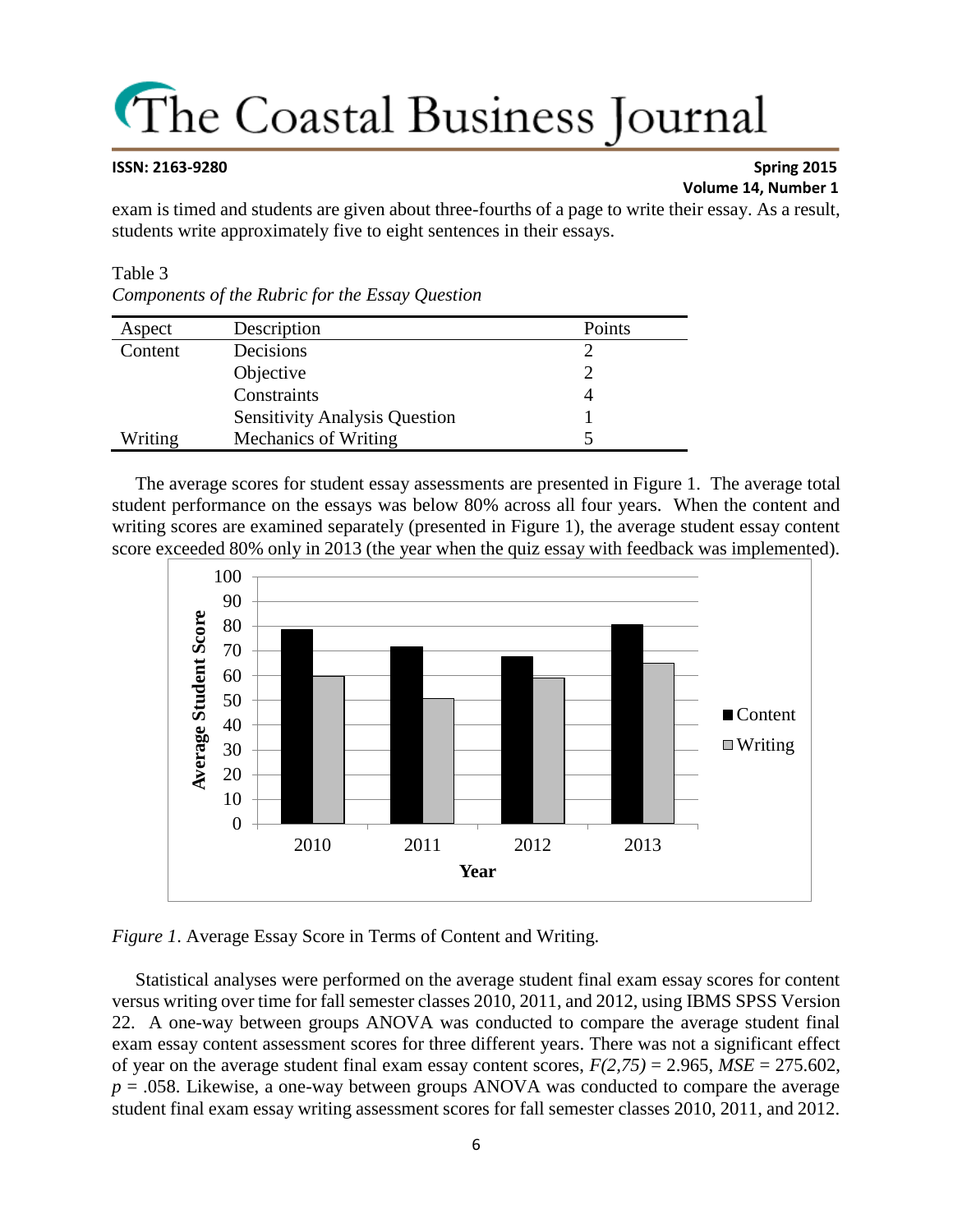exam is timed and students are given about three-fourths of a page to write their essay. As a result, students write approximately five to eight sentences in their essays.

Table 3
*Components of the Rubric for the Essay Question*

| Aspect | Description | Points |
|---|---|---|
| Content | Decisions | 2 |
| | Objective | 2 |
| | Constraints | 4 |
| | Sensitivity Analysis Question | 1 |
| Writing | Mechanics of Writing | 5 |

The average scores for student essay assessments are presented in Figure 1. The average total student performance on the essays was below 80% across all four years. When the content and writing scores are examined separately (presented in Figure 1), the average student essay content score exceeded 80% only in 2013 (the year when the quiz essay with feedback was implemented).

*Figure 1*. Average Essay Score in Terms of Content and Writing.

Statistical analyses were performed on the average student final exam essay scores for content versus writing over time for fall semester classes 2010, 2011, and 2012, using IBMS SPSS Version 22. A one-way between groups ANOVA was conducted to compare the average student final exam essay content assessment scores for three different years. There was not a significant effect of year on the average student final exam essay content scores, $F(2,75) = 2.965$, $MSE = 275.602$, $p = .058$. Likewise, a one-way between groups ANOVA was conducted to compare the average student final exam essay writing assessment scores for fall semester classes 2010, 2011, and 2012.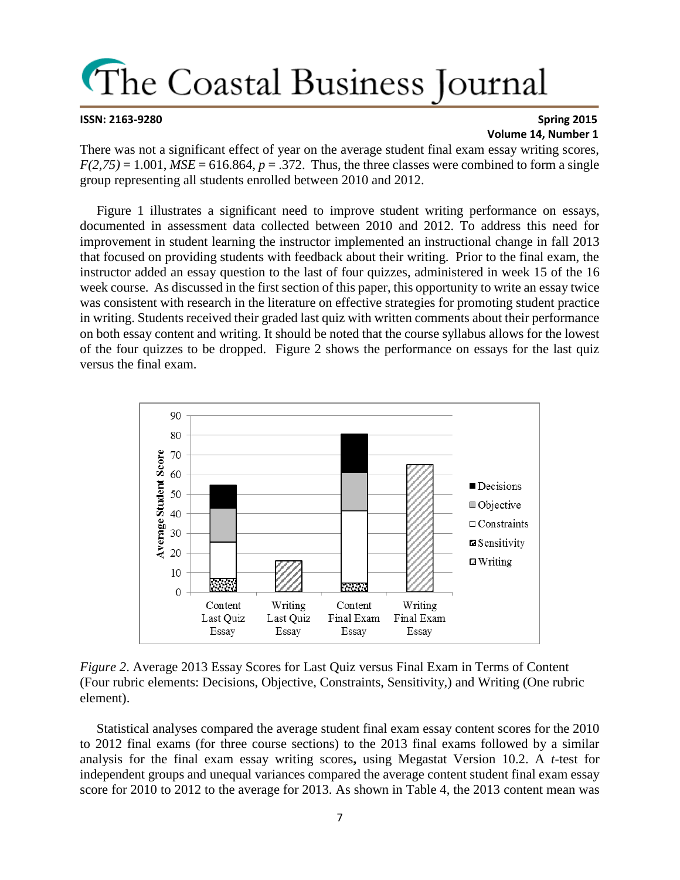There was not a significant effect of year on the average student final exam essay writing scores, $F(2,75) = 1.001$, $MSE = 616.864$, $p = .372$. Thus, the three classes were combined to form a single group representing all students enrolled between 2010 and 2012.

Figure 1 illustrates a significant need to improve student writing performance on essays, documented in assessment data collected between 2010 and 2012. To address this need for improvement in student learning the instructor implemented an instructional change in fall 2013 that focused on providing students with feedback about their writing. Prior to the final exam, the instructor added an essay question to the last of four quizzes, administered in week 15 of the 16 week course. As discussed in the first section of this paper, this opportunity to write an essay twice was consistent with research in the literature on effective strategies for promoting student practice in writing. Students received their graded last quiz with written comments about their performance on both essay content and writing. It should be noted that the course syllabus allows for the lowest of the four quizzes to be dropped. Figure 2 shows the performance on essays for the last quiz versus the final exam.

*Figure 2*. Average 2013 Essay Scores for Last Quiz versus Final Exam in Terms of Content (Four rubric elements: Decisions, Objective, Constraints, Sensitivity,) and Writing (One rubric element).

Statistical analyses compared the average student final exam essay content scores for the 2010 to 2012 final exams (for three course sections) to the 2013 final exams followed by a similar analysis for the final exam essay writing scores**,** using Megastat Version 10.2. A *t*-test for independent groups and unequal variances compared the average content student final exam essay score for 2010 to 2012 to the average for 2013. As shown in Table 4, the 2013 content mean was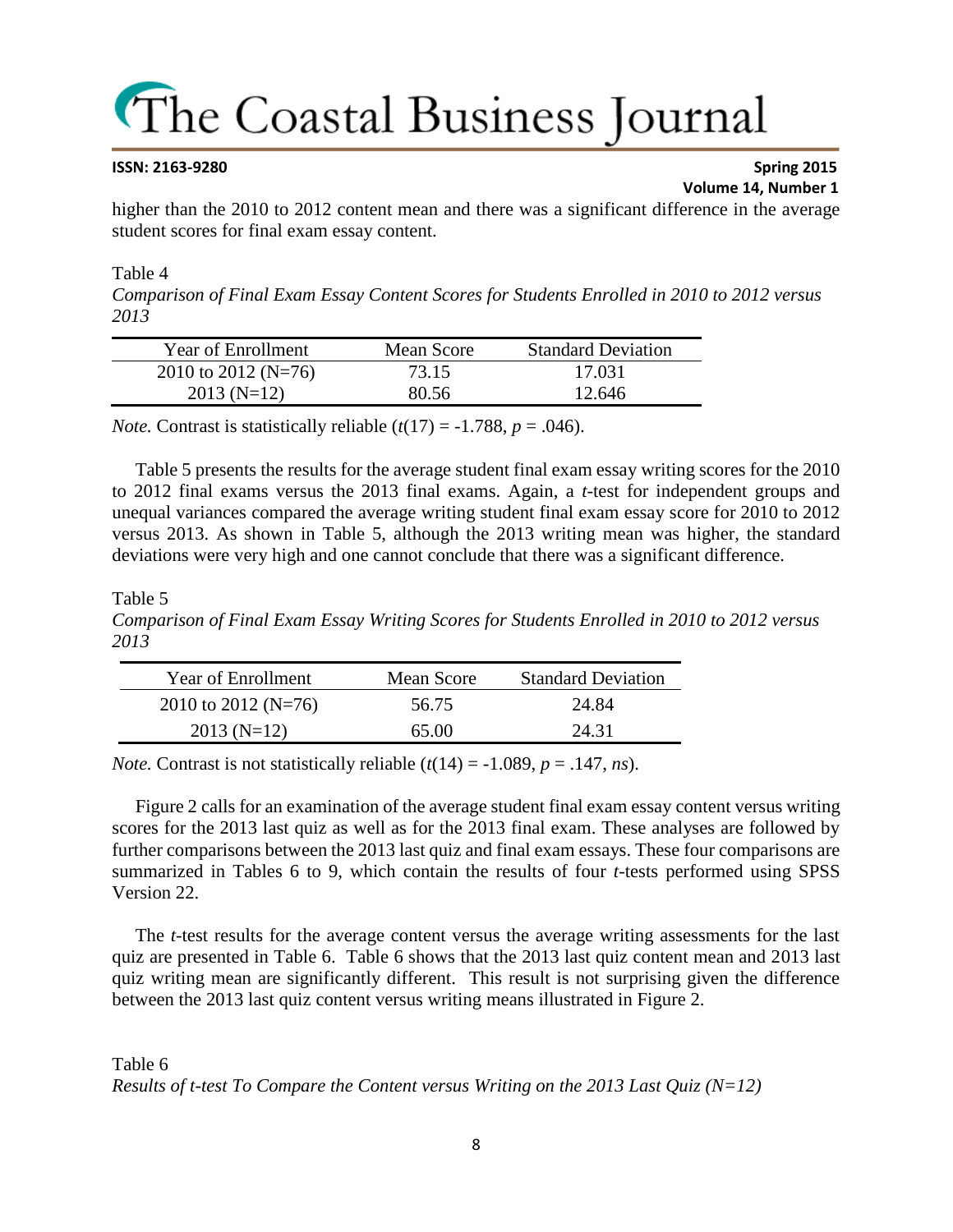higher than the 2010 to 2012 content mean and there was a significant difference in the average student scores for final exam essay content.

Table 4

*Comparison of Final Exam Essay Content Scores for Students Enrolled in 2010 to 2012 versus 2013*

| Year of Enrollment | Mean Score | Standard Deviation |
|---|---|---|
| 2010 to 2012 (N=76) | 73.15 | 17.031 |
| 2013 (N=12) | 80.56 | 12.646 |

*Note.* Contrast is statistically reliable ($t(17) = -1.788$, $p = .046$).

Table 5 presents the results for the average student final exam essay writing scores for the 2010 to 2012 final exams versus the 2013 final exams. Again, a *t*-test for independent groups and unequal variances compared the average writing student final exam essay score for 2010 to 2012 versus 2013. As shown in Table 5, although the 2013 writing mean was higher, the standard deviations were very high and one cannot conclude that there was a significant difference.

Table 5

*Comparison of Final Exam Essay Writing Scores for Students Enrolled in 2010 to 2012 versus 2013*

| Year of Enrollment | Mean Score | Standard Deviation |
|---|---|---|
| 2010 to 2012 (N=76) | 56.75 | 24.84 |
| 2013 (N=12) | 65.00 | 24.31 |

*Note.* Contrast is not statistically reliable ($t(14) = -1.089$, $p = .147$, *ns*).

Figure 2 calls for an examination of the average student final exam essay content versus writing scores for the 2013 last quiz as well as for the 2013 final exam. These analyses are followed by further comparisons between the 2013 last quiz and final exam essays. These four comparisons are summarized in Tables 6 to 9, which contain the results of four *t*-tests performed using SPSS Version 22.

The *t*-test results for the average content versus the average writing assessments for the last quiz are presented in Table 6. Table 6 shows that the 2013 last quiz content mean and 2013 last quiz writing mean are significantly different. This result is not surprising given the difference between the 2013 last quiz content versus writing means illustrated in Figure 2.

Table 6

*Results of t-test To Compare the Content versus Writing on the 2013 Last Quiz (N=12)*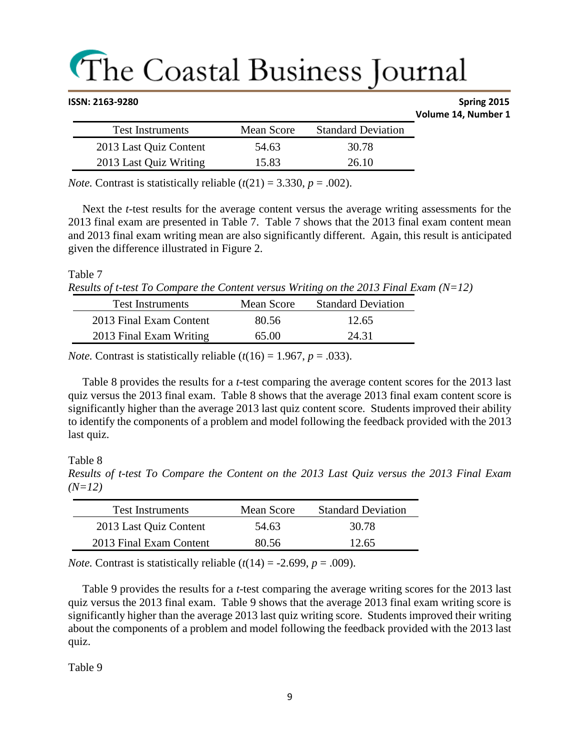| Test Instruments | Mean Score | Standard Deviation |
|---|---|---|
| 2013 Last Quiz Content | 54.63 | 30.78 |
| 2013 Last Quiz Writing | 15.83 | 26.10 |

*Note.* Contrast is statistically reliable ($t(21) = 3.330$, $p = .002$).

Next the *t*-test results for the average content versus the average writing assessments for the 2013 final exam are presented in Table 7. Table 7 shows that the 2013 final exam content mean and 2013 final exam writing mean are also significantly different. Again, this result is anticipated given the difference illustrated in Figure 2.

Table 7

*Results of t-test To Compare the Content versus Writing on the 2013 Final Exam (N=12)*

| Test Instruments | Mean Score | Standard Deviation |
|---|---|---|
| 2013 Final Exam Content | 80.56 | 12.65 |
| 2013 Final Exam Writing | 65.00 | 24.31 |

*Note.* Contrast is statistically reliable ($t(16) = 1.967$, $p = .033$).

Table 8 provides the results for a *t*-test comparing the average content scores for the 2013 last quiz versus the 2013 final exam. Table 8 shows that the average 2013 final exam content score is significantly higher than the average 2013 last quiz content score. Students improved their ability to identify the components of a problem and model following the feedback provided with the 2013 last quiz.

Table 8

*Results of t-test To Compare the Content on the 2013 Last Quiz versus the 2013 Final Exam (N=12)*

| Test Instruments | Mean Score | Standard Deviation |
|---|---|---|
| 2013 Last Quiz Content | 54.63 | 30.78 |
| 2013 Final Exam Content | 80.56 | 12.65 |

*Note.* Contrast is statistically reliable ($t(14) = -2.699$, $p = .009$).

Table 9 provides the results for a *t*-test comparing the average writing scores for the 2013 last quiz versus the 2013 final exam. Table 9 shows that the average 2013 final exam writing score is significantly higher than the average 2013 last quiz writing score. Students improved their writing about the components of a problem and model following the feedback provided with the 2013 last quiz.

Table 9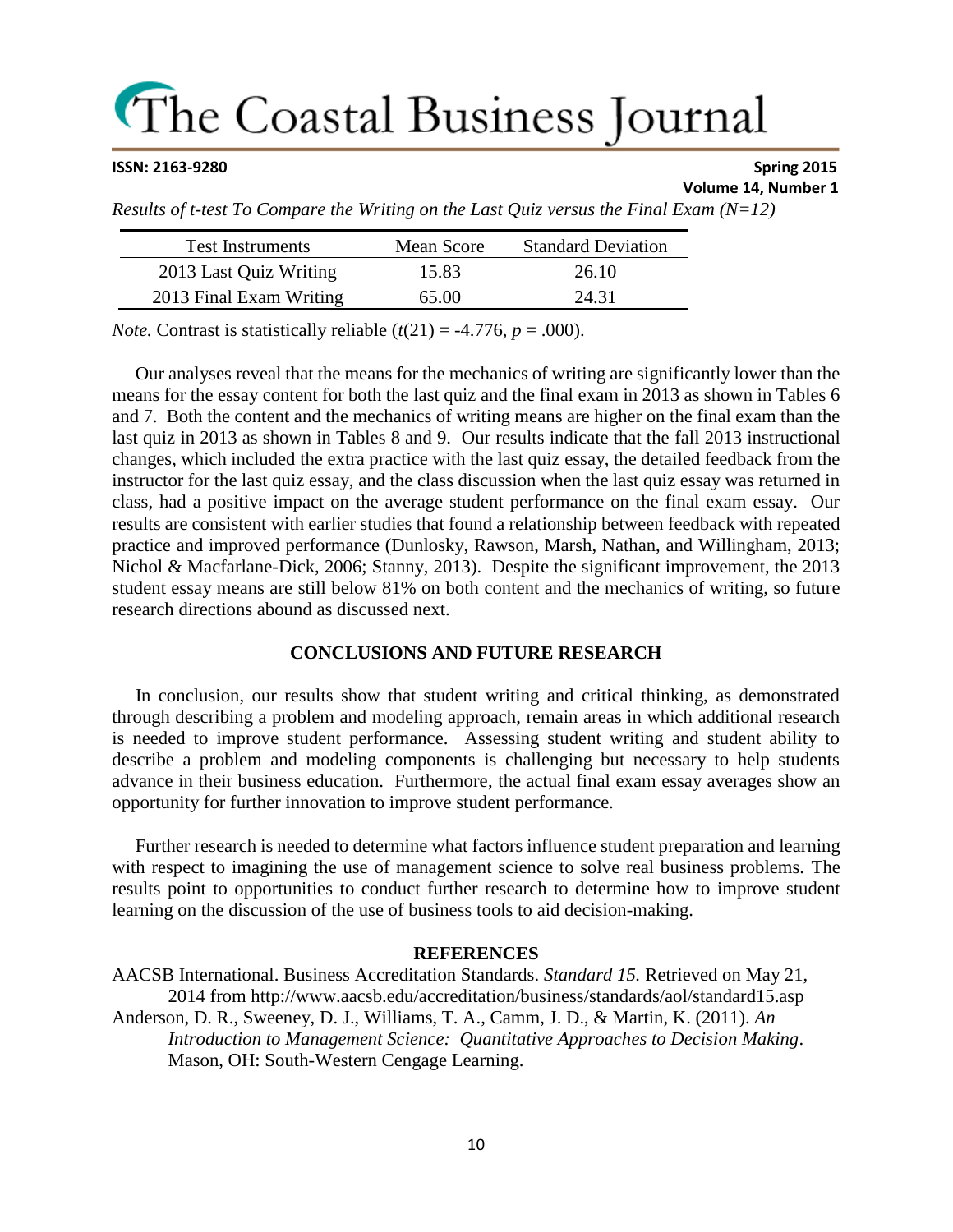*Results of t-test To Compare the Writing on the Last Quiz versus the Final Exam (N=12)*

| Test Instruments | Mean Score | Standard Deviation |
|---|---|---|
| 2013 Last Quiz Writing | 15.83 | 26.10 |
| 2013 Final Exam Writing | 65.00 | 24.31 |

*Note.* Contrast is statistically reliable ($t(21) = -4.776$, $p = .000$).

Our analyses reveal that the means for the mechanics of writing are significantly lower than the means for the essay content for both the last quiz and the final exam in 2013 as shown in Tables 6 and 7. Both the content and the mechanics of writing means are higher on the final exam than the last quiz in 2013 as shown in Tables 8 and 9. Our results indicate that the fall 2013 instructional changes, which included the extra practice with the last quiz essay, the detailed feedback from the instructor for the last quiz essay, and the class discussion when the last quiz essay was returned in class, had a positive impact on the average student performance on the final exam essay. Our results are consistent with earlier studies that found a relationship between feedback with repeated practice and improved performance (Dunlosky, Rawson, Marsh, Nathan, and Willingham, 2013; Nichol & Macfarlane-Dick, 2006; Stanny, 2013). Despite the significant improvement, the 2013 student essay means are still below 81% on both content and the mechanics of writing, so future research directions abound as discussed next.

## CONCLUSIONS AND FUTURE RESEARCH

In conclusion, our results show that student writing and critical thinking, as demonstrated through describing a problem and modeling approach, remain areas in which additional research is needed to improve student performance. Assessing student writing and student ability to describe a problem and modeling components is challenging but necessary to help students advance in their business education. Furthermore, the actual final exam essay averages show an opportunity for further innovation to improve student performance.

Further research is needed to determine what factors influence student preparation and learning with respect to imagining the use of management science to solve real business problems. The results point to opportunities to conduct further research to determine how to improve student learning on the discussion of the use of business tools to aid decision-making.

## REFERENCES

AACSB International. Business Accreditation Standards. *Standard 15.* Retrieved on May 21, 2014 from http://www.aacsb.edu/accreditation/business/standards/aol/standard15.asp

Anderson, D. R., Sweeney, D. J., Williams, T. A., Camm, J. D., & Martin, K. (2011). *An Introduction to Management Science: Quantitative Approaches to Decision Making*. Mason, OH: South-Western Cengage Learning.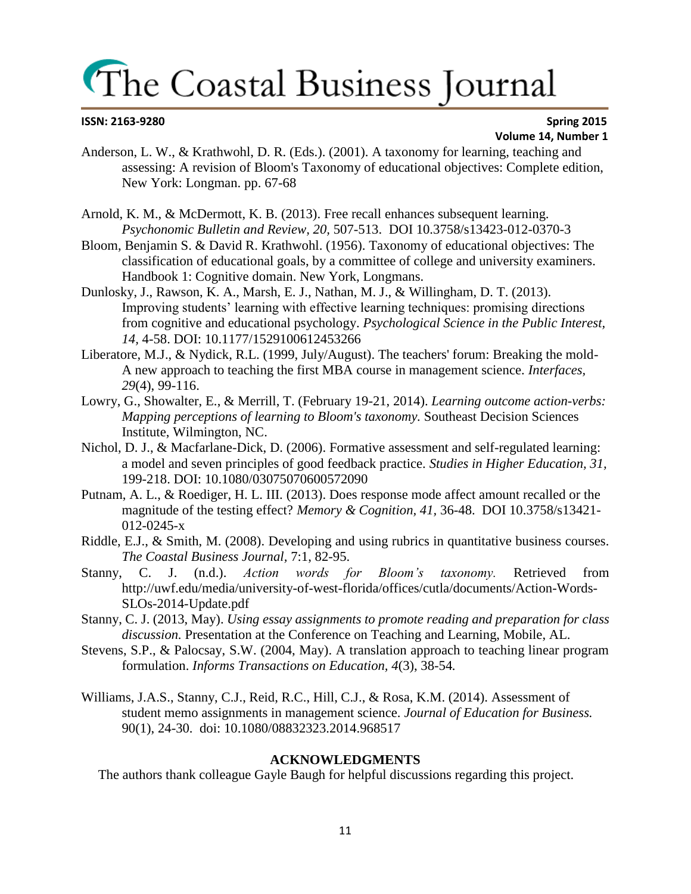Anderson, L. W., & Krathwohl, D. R. (Eds.). (2001). A taxonomy for learning, teaching and assessing: A revision of Bloom's Taxonomy of educational objectives: Complete edition, New York: Longman. pp. 67-68

Arnold, K. M., & McDermott, K. B. (2013). Free recall enhances subsequent learning. *Psychonomic Bulletin and Review, 20,* 507-513. DOI 10.3758/s13423-012-0370-3

Bloom, Benjamin S. & David R. Krathwohl. (1956). Taxonomy of educational objectives: The classification of educational goals, by a committee of college and university examiners. Handbook 1: Cognitive domain. New York, Longmans.

Dunlosky, J., Rawson, K. A., Marsh, E. J., Nathan, M. J., & Willingham, D. T. (2013). Improving students' learning with effective learning techniques: promising directions from cognitive and educational psychology. *Psychological Science in the Public Interest, 14,* 4-58. DOI: 10.1177/1529100612453266

Liberatore, M.J., & Nydick, R.L. (1999, July/August). The teachers' forum: Breaking the mold- A new approach to teaching the first MBA course in management science. *Interfaces, 29*(4), 99-116.

Lowry, G., Showalter, E., & Merrill, T. (February 19-21, 2014). *Learning outcome action-verbs: Mapping perceptions of learning to Bloom's taxonomy.* Southeast Decision Sciences Institute, Wilmington, NC.

Nichol, D. J., & Macfarlane-Dick, D. (2006). Formative assessment and self-regulated learning: a model and seven principles of good feedback practice. *Studies in Higher Education, 31,* 199-218. DOI: 10.1080/03075070600572090

Putnam, A. L., & Roediger, H. L. III. (2013). Does response mode affect amount recalled or the magnitude of the testing effect? *Memory & Cognition, 41*, 36-48. DOI 10.3758/s13421-012-0245-x

Riddle, E.J., & Smith, M. (2008). Developing and using rubrics in quantitative business courses. *The Coastal Business Journal*, 7:1, 82-95.

Stanny, C. J. (n.d.). *Action words for Bloom's taxonomy.* Retrieved from http://uwf.edu/media/university-of-west-florida/offices/cutla/documents/Action-Words-SLOs-2014-Update.pdf

Stanny, C. J. (2013, May). *Using essay assignments to promote reading and preparation for class discussion.* Presentation at the Conference on Teaching and Learning, Mobile, AL.

Stevens, S.P., & Palocsay, S.W. (2004, May). A translation approach to teaching linear program formulation. *Informs Transactions on Education, 4*(3), 38-54*.*

Williams, J.A.S., Stanny, C.J., Reid, R.C., Hill, C.J., & Rosa, K.M. (2014). Assessment of student memo assignments in management science. *Journal of Education for Business.* 90(1), 24-30. doi: 10.1080/08832323.2014.968517

## ACKNOWLEDGMENTS

The authors thank colleague Gayle Baugh for helpful discussions regarding this project.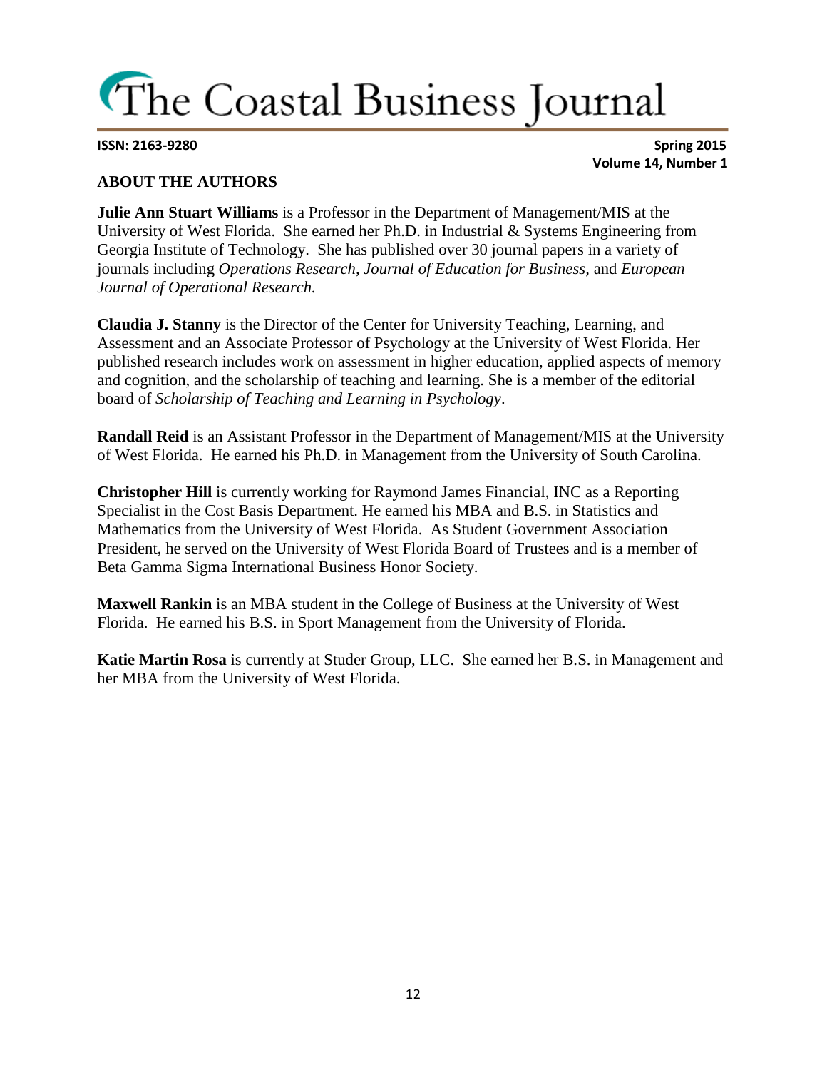## ABOUT THE AUTHORS

**Julie Ann Stuart Williams** is a Professor in the Department of Management/MIS at the University of West Florida. She earned her Ph.D. in Industrial & Systems Engineering from Georgia Institute of Technology. She has published over 30 journal papers in a variety of journals including *Operations Research, Journal of Education for Business,* and *European Journal of Operational Research.*

**Claudia J. Stanny** is the Director of the Center for University Teaching, Learning, and Assessment and an Associate Professor of Psychology at the University of West Florida. Her published research includes work on assessment in higher education, applied aspects of memory and cognition, and the scholarship of teaching and learning. She is a member of the editorial board of *Scholarship of Teaching and Learning in Psychology*.

**Randall Reid** is an Assistant Professor in the Department of Management/MIS at the University of West Florida. He earned his Ph.D. in Management from the University of South Carolina.

**Christopher Hill** is currently working for Raymond James Financial, INC as a Reporting Specialist in the Cost Basis Department. He earned his MBA and B.S. in Statistics and Mathematics from the University of West Florida. As Student Government Association President, he served on the University of West Florida Board of Trustees and is a member of Beta Gamma Sigma International Business Honor Society.

**Maxwell Rankin** is an MBA student in the College of Business at the University of West Florida. He earned his B.S. in Sport Management from the University of Florida.

**Katie Martin Rosa** is currently at Studer Group, LLC. She earned her B.S. in Management and her MBA from the University of West Florida.